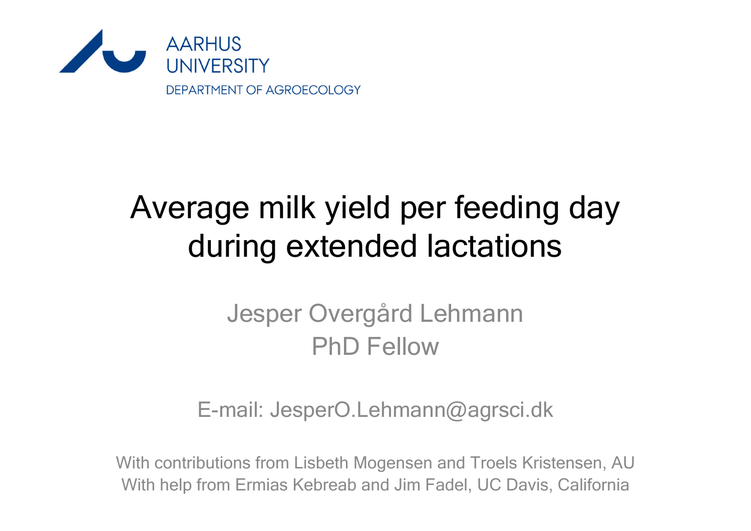AARHUS UNIVERSITY

DEPARTMENT OF AGROECOLOGY

# Average milk yield per feeding day during extended lactations

Jesper Overgård Lehmann
PhD Fellow

E-mail: JesperO.Lehmann@agrsci.dk

With contributions from Lisbeth Mogensen and Troels Kristensen, AU
With help from Ermias Kebreab and Jim Fadel, UC Davis, California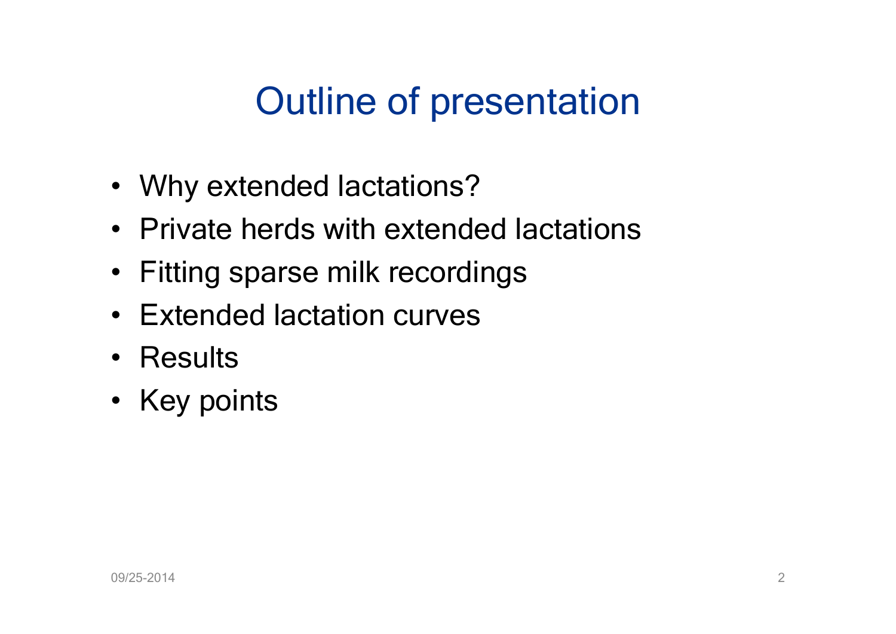# Outline of presentation

- Why extended lactations?
- Private herds with extended lactations
- Fitting sparse milk recordings
- Extended lactation curves
- Results
- Key points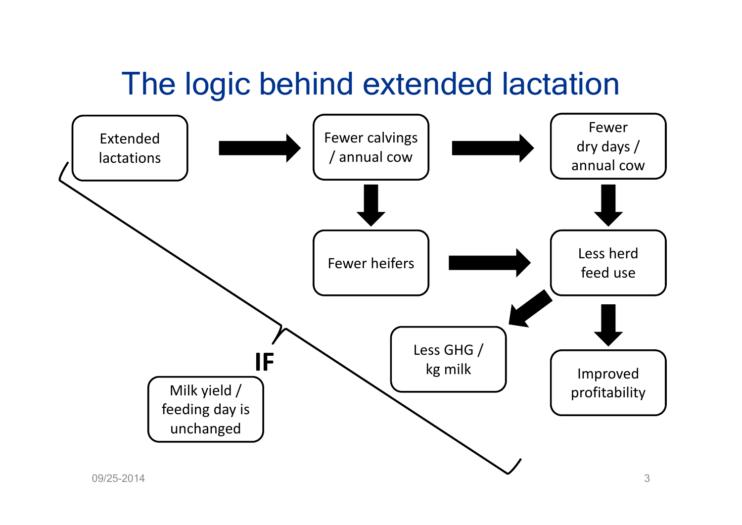# The logic behind extended lactation

Extended lactations → Fewer calvings / annual cow → Fewer dry days / annual cow

Fewer calvings / annual cow → Fewer heifers

Fewer heifers → Less herd feed use

Fewer dry days / annual cow → Less herd feed use

Less herd feed use → Less GHG / kg milk

Less herd feed use → Improved profitability

**IF**

Milk yield / feeding day is unchanged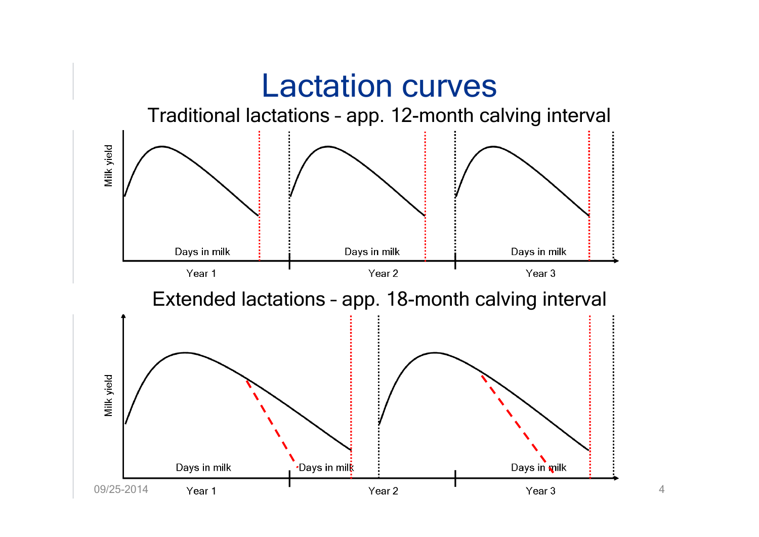# Lactation curves

## Traditional lactations – app. 12-month calving interval

Milk yield

Days in milk | Days in milk | Days in milk

Year 1 | Year 2 | Year 3

## Extended lactations – app. 18-month calving interval

Milk yield

Days in milk | Days in milk | Days in milk

Year 1 | Year 2 | Year 3

09/25-2014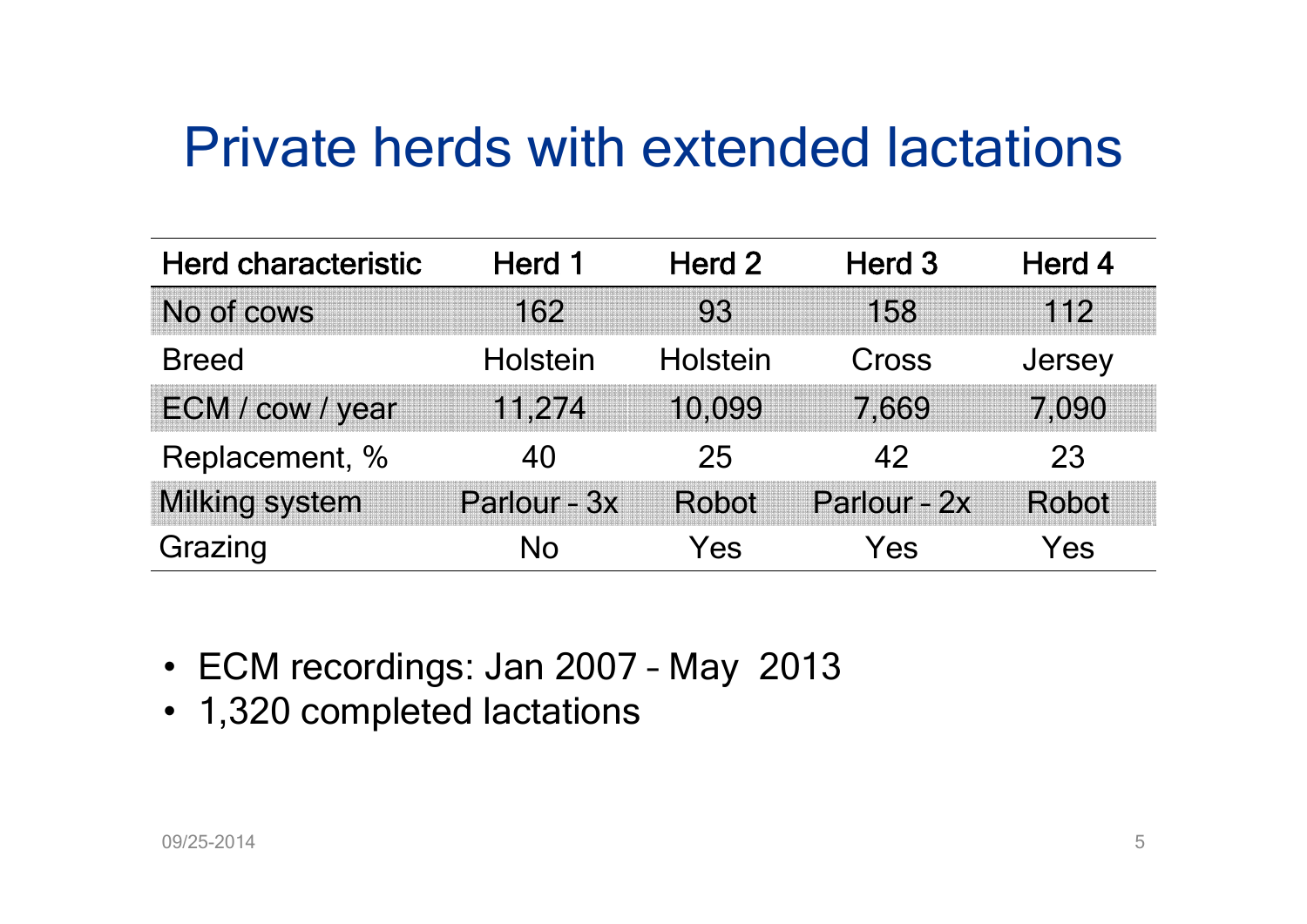# Private herds with extended lactations

| Herd characteristic | Herd 1 | Herd 2 | Herd 3 | Herd 4 |
|---|---|---|---|---|
| No of cows | 162 | 93 | 158 | 112 |
| Breed | Holstein | Holstein | Cross | Jersey |
| ECM / cow / year | 11,274 | 10,099 | 7,669 | 7,090 |
| Replacement, % | 40 | 25 | 42 | 23 |
| Milking system | Parlour - 3x | Robot | Parlour - 2x | Robot |
| Grazing | No | Yes | Yes | Yes |

- ECM recordings: Jan 2007 – May 2013
- 1,320 completed lactations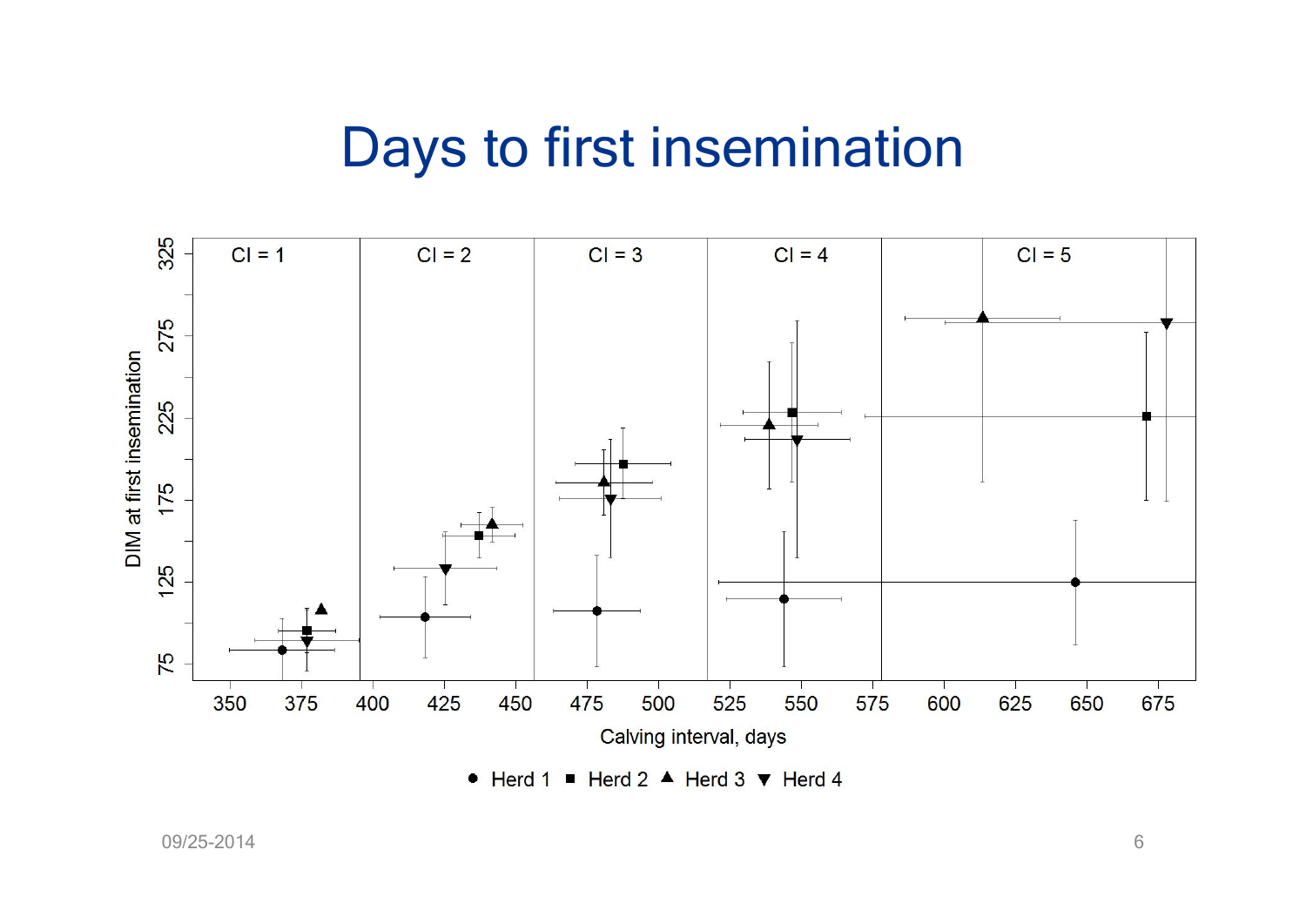# Days to first insemination

CI = 1 | CI = 2 | CI = 3 | CI = 4 | CI = 5

DIM at first insemination

Calving interval, days

● Herd 1 ■ Herd 2 ▲ Herd 3 ▼ Herd 4

09/25-2014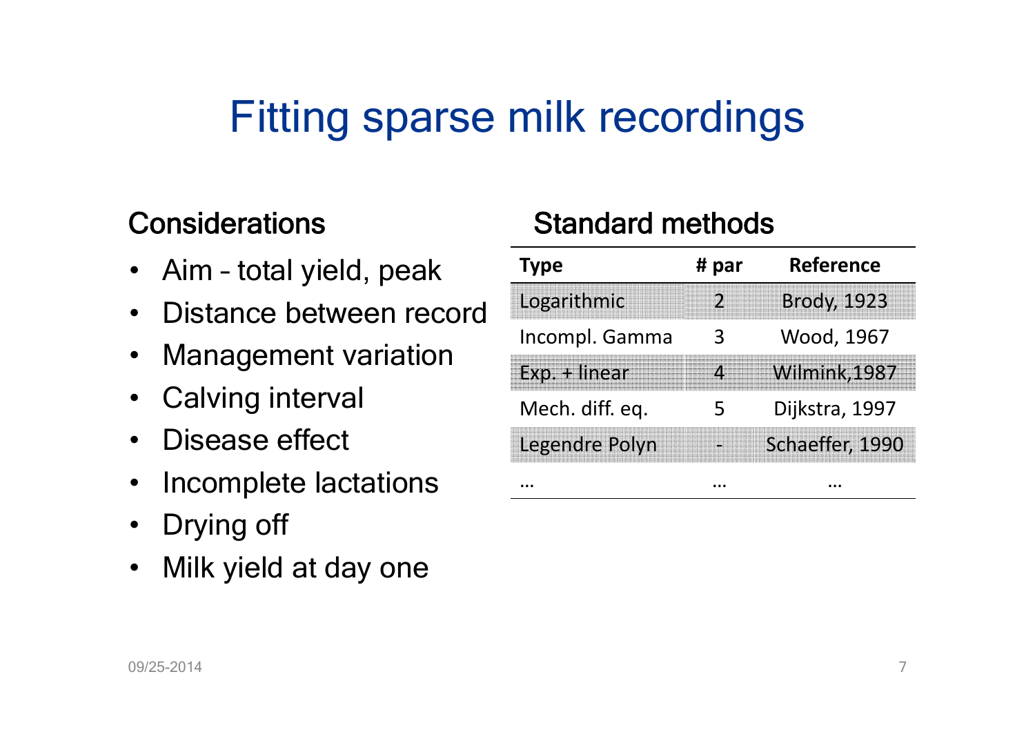# Fitting sparse milk recordings

## Considerations

- Aim – total yield, peak
- Distance between record
- Management variation
- Calving interval
- Disease effect
- Incomplete lactations
- Drying off
- Milk yield at day one

## Standard methods

| Type | # par | Reference |
|---|---|---|
| Logarithmic | 2 | Brody, 1923 |
| Incompl. Gamma | 3 | Wood, 1967 |
| Exp. + linear | 4 | Wilmink,1987 |
| Mech. diff. eq. | 5 | Dijkstra, 1997 |
| Legendre Polyn | - | Schaeffer, 1990 |
| … | … | … |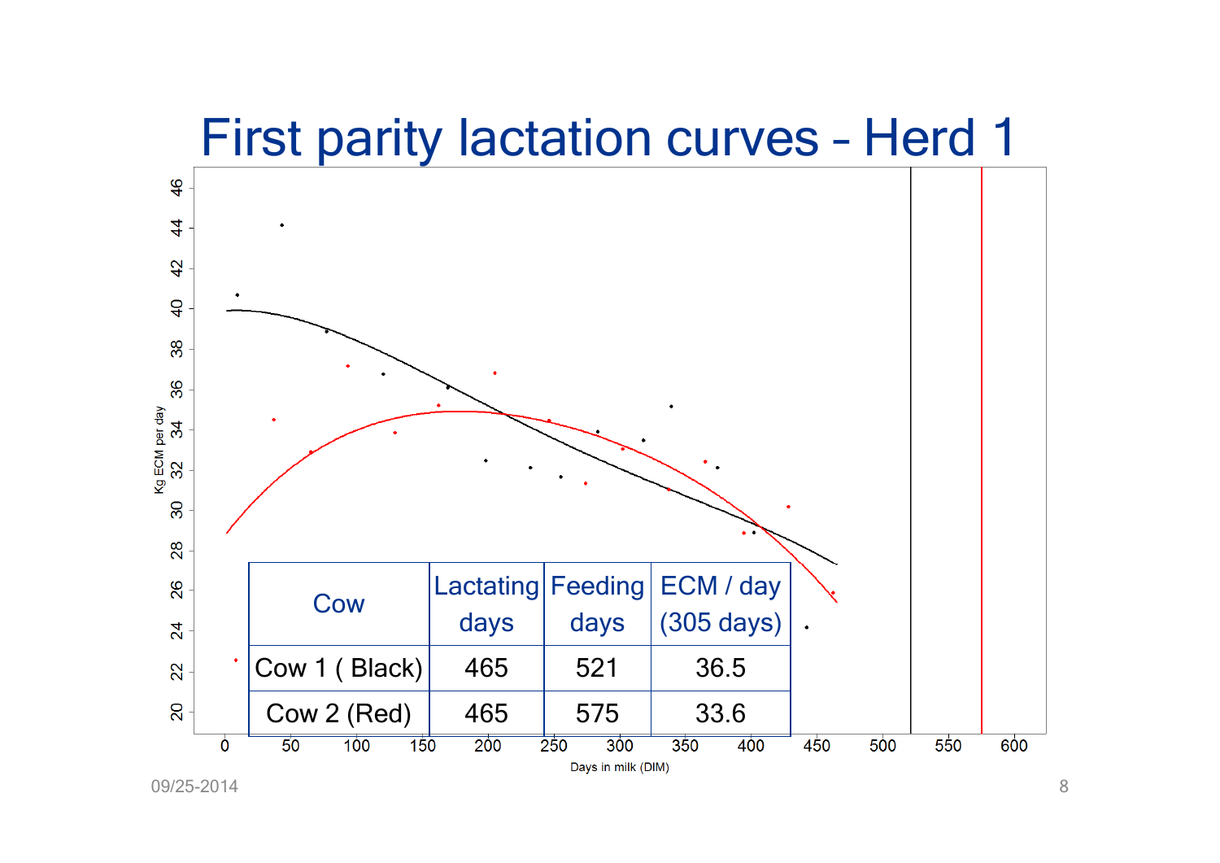# First parity lactation curves - Herd 1

| Cow | Lactating days | Feeding days | ECM / day (305 days) |
|---|---|---|---|
| Cow 1 ( Black) | 465 | 521 | 36.5 |
| Cow 2 (Red) | 465 | 575 | 33.6 |

Kg ECM per day

Days in milk (DIM)

09/25-2014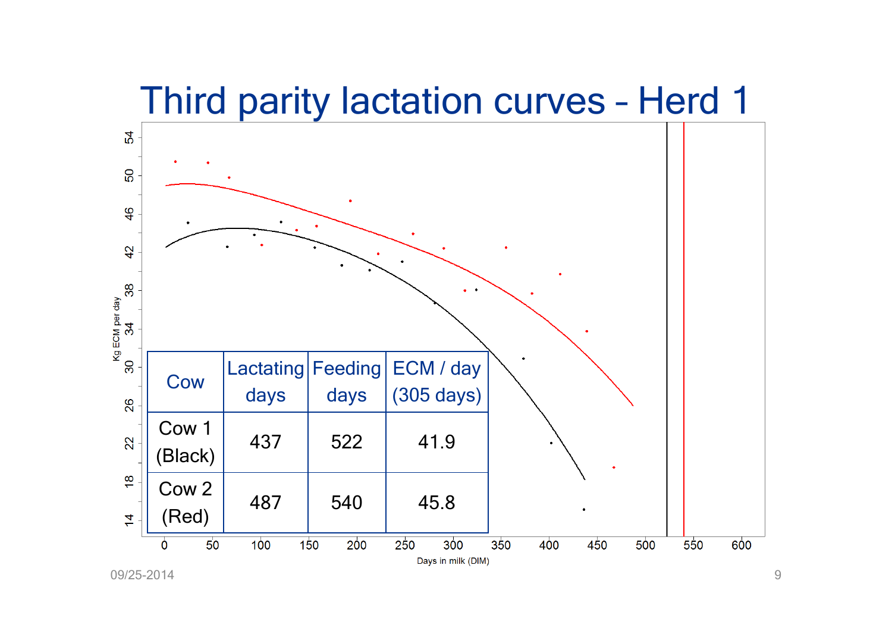# Third parity lactation curves - Herd 1

| Cow | Lactating days | Feeding days | ECM / day (305 days) |
|---|---|---|---|
| Cow 1 (Black) | 437 | 522 | 41.9 |
| Cow 2 (Red) | 487 | 540 | 45.8 |

Kg ECM per day

Days in milk (DIM)

09/25-2014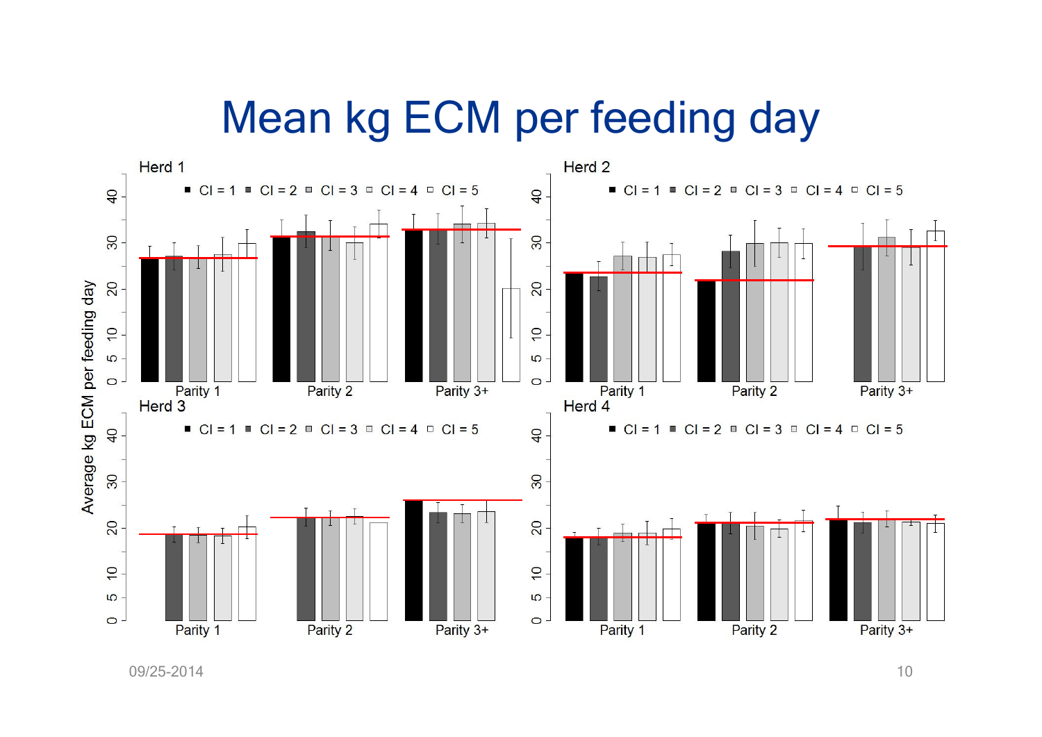# Mean kg ECM per feeding day

Average kg ECM per feeding day

**Herd 1**

CI = 1 · CI = 2 · CI = 3 · CI = 4 · CI = 5

Parity 1 · Parity 2 · Parity 3+

**Herd 2**

CI = 1 · CI = 2 · CI = 3 · CI = 4 · CI = 5

Parity 1 · Parity 2 · Parity 3+

**Herd 3**

CI = 1 · CI = 2 · CI = 3 · CI = 4 · CI = 5

Parity 1 · Parity 2 · Parity 3+

**Herd 4**

CI = 1 · CI = 2 · CI = 3 · CI = 4 · CI = 5

Parity 1 · Parity 2 · Parity 3+

09/25-2014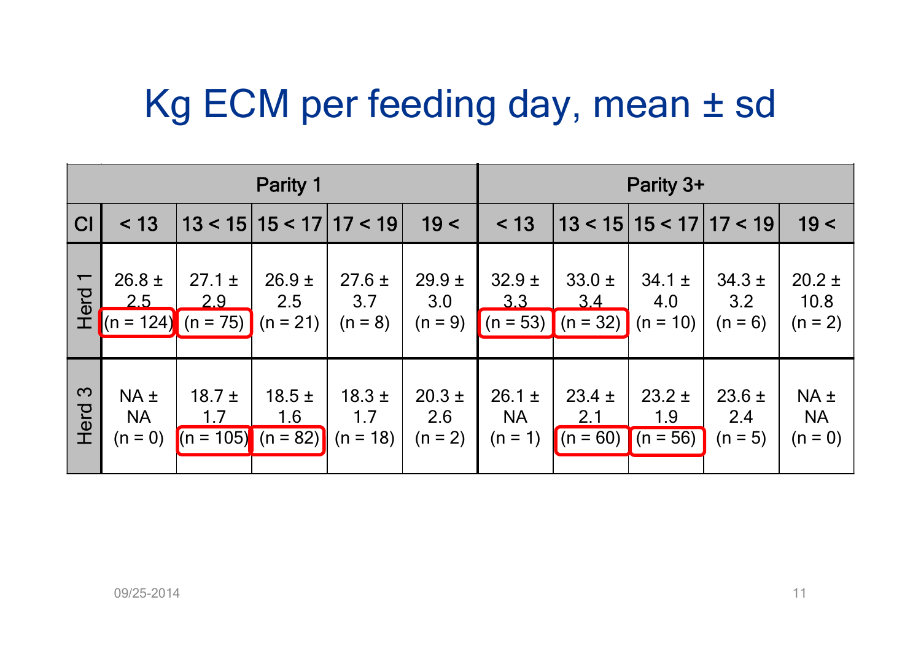# Kg ECM per feeding day, mean ± sd

| | Parity 1 | | | | | Parity 3+ | | | | |
|---|---|---|---|---|---|---|---|---|---|---|
| CI | < 13 | 13 < 15 | 15 < 17 | 17 < 19 | 19 < | < 13 | 13 < 15 | 15 < 17 | 17 < 19 | 19 < |
| Herd 1 | 26.8 ± 2.5 (n = 124) | 27.1 ± 2.9 (n = 75) | 26.9 ± 2.5 (n = 21) | 27.6 ± 3.7 (n = 8) | 29.9 ± 3.0 (n = 9) | 32.9 ± 3.3 (n = 53) | 33.0 ± 3.4 (n = 32) | 34.1 ± 4.0 (n = 10) | 34.3 ± 3.2 (n = 6) | 20.2 ± 10.8 (n = 2) |
| Herd 3 | NA ± NA (n = 0) | 18.7 ± 1.7 (n = 105) | 18.5 ± 1.6 (n = 82) | 18.3 ± 1.7 (n = 18) | 20.3 ± 2.6 (n = 2) | 26.1 ± NA (n = 1) | 23.4 ± 2.1 (n = 60) | 23.2 ± 1.9 (n = 56) | 23.6 ± 2.4 (n = 5) | NA ± NA (n = 0) |

09/25-2014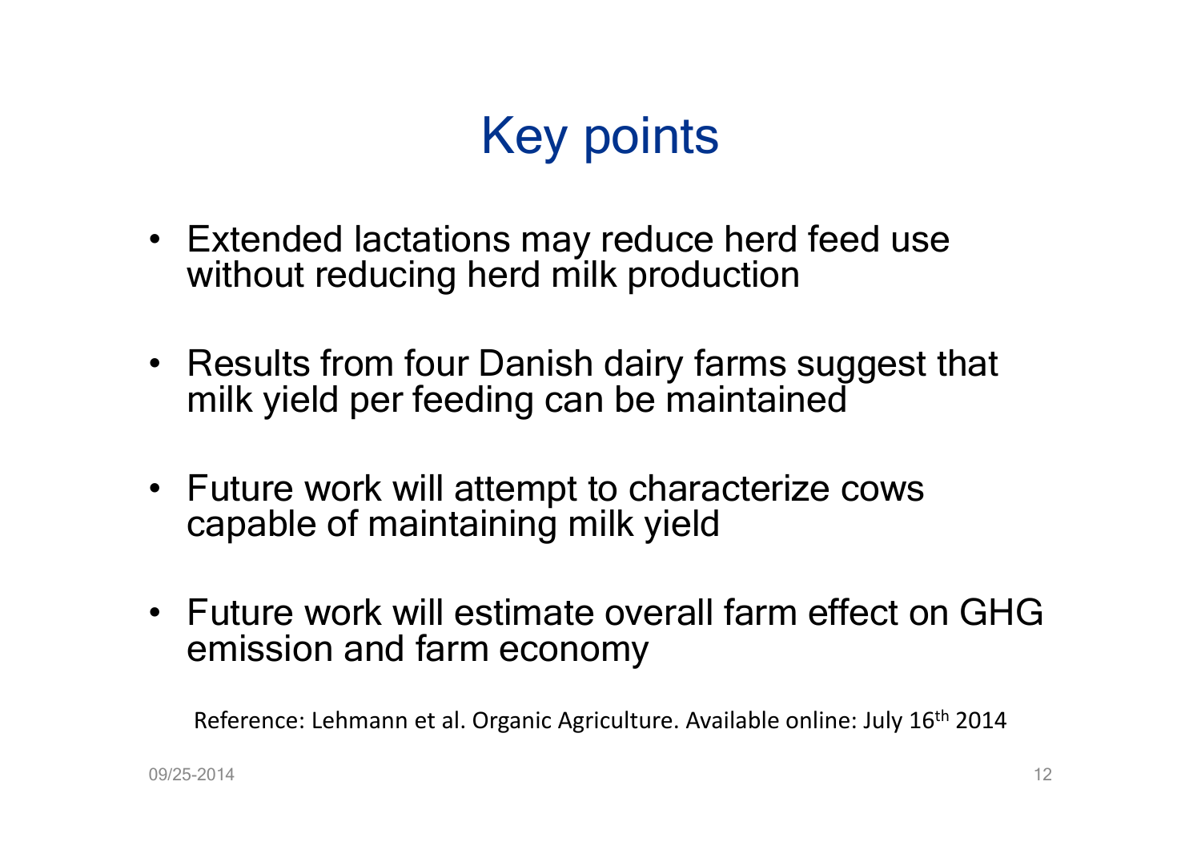# Key points

- Extended lactations may reduce herd feed use without reducing herd milk production
- Results from four Danish dairy farms suggest that milk yield per feeding can be maintained
- Future work will attempt to characterize cows capable of maintaining milk yield
- Future work will estimate overall farm effect on GHG emission and farm economy

Reference: Lehmann et al. Organic Agriculture. Available online: July 16th 2014